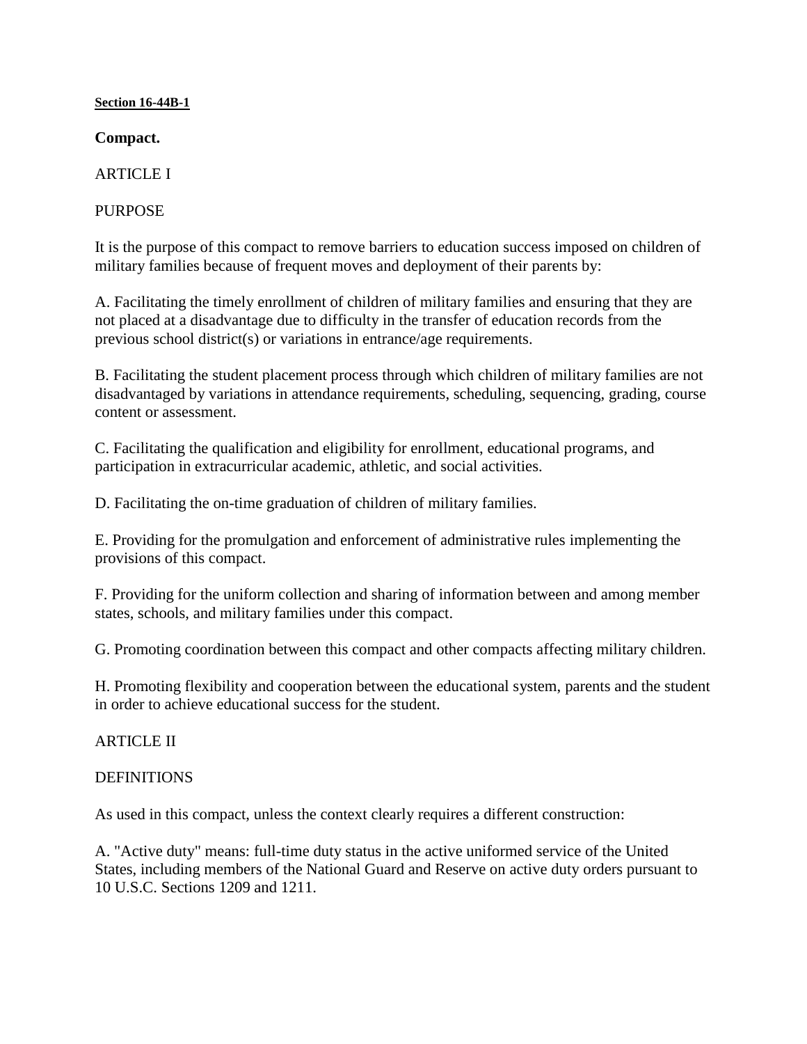**Section 16-44B-1**

**Compact.**

ARTICLE I

PURPOSE

It is the purpose of this compact to remove barriers to education success imposed on children of military families because of frequent moves and deployment of their parents by:

A. Facilitating the timely enrollment of children of military families and ensuring that they are not placed at a disadvantage due to difficulty in the transfer of education records from the previous school district(s) or variations in entrance/age requirements.

B. Facilitating the student placement process through which children of military families are not disadvantaged by variations in attendance requirements, scheduling, sequencing, grading, course content or assessment.

C. Facilitating the qualification and eligibility for enrollment, educational programs, and participation in extracurricular academic, athletic, and social activities.

D. Facilitating the on-time graduation of children of military families.

E. Providing for the promulgation and enforcement of administrative rules implementing the provisions of this compact.

F. Providing for the uniform collection and sharing of information between and among member states, schools, and military families under this compact.

G. Promoting coordination between this compact and other compacts affecting military children.

H. Promoting flexibility and cooperation between the educational system, parents and the student in order to achieve educational success for the student.

ARTICLE II

DEFINITIONS

As used in this compact, unless the context clearly requires a different construction:

A. "Active duty" means: full-time duty status in the active uniformed service of the United States, including members of the National Guard and Reserve on active duty orders pursuant to 10 U.S.C. Sections 1209 and 1211.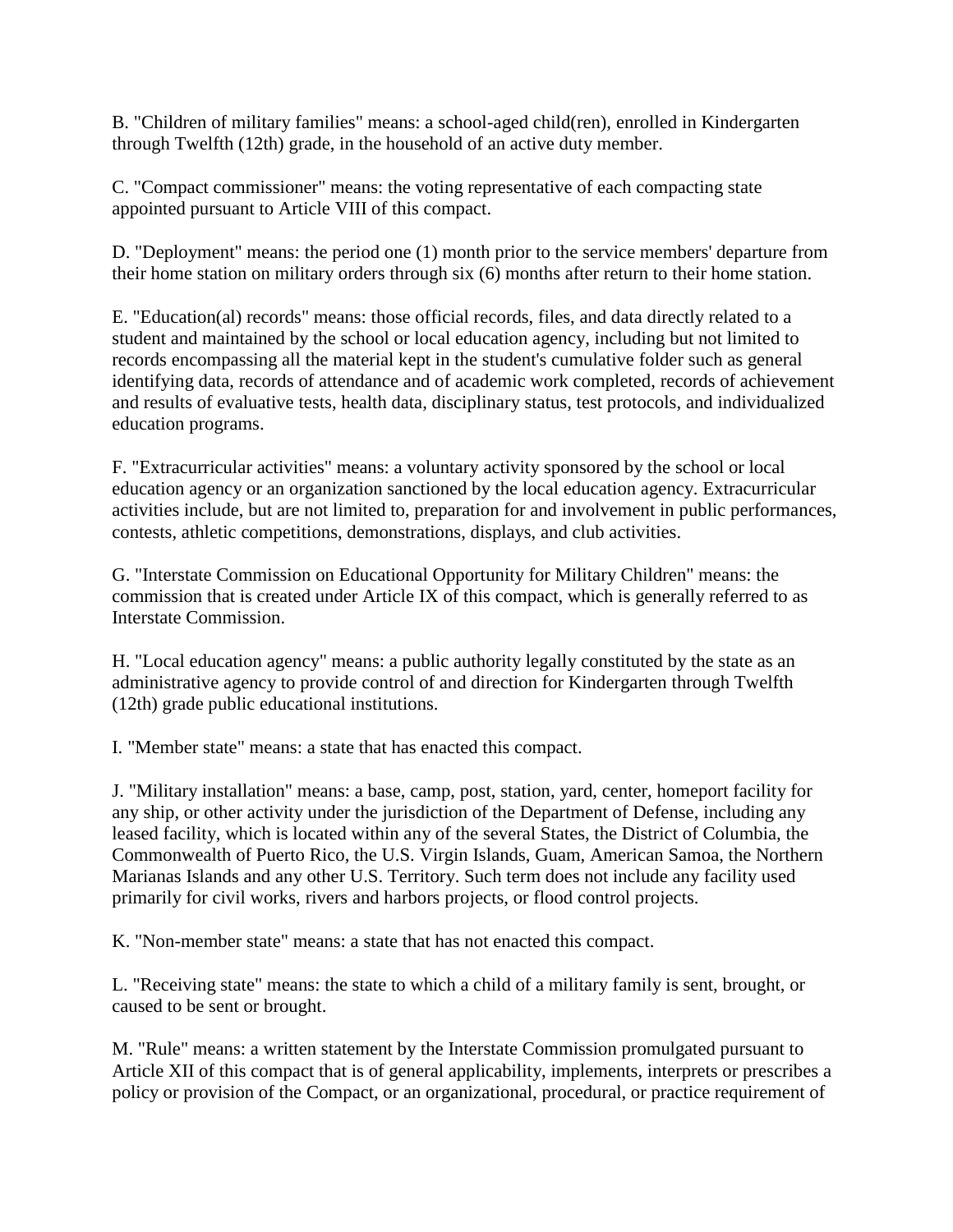B. "Children of military families" means: a school-aged child(ren), enrolled in Kindergarten through Twelfth (12th) grade, in the household of an active duty member.

C. "Compact commissioner" means: the voting representative of each compacting state appointed pursuant to Article VIII of this compact.

D. "Deployment" means: the period one (1) month prior to the service members' departure from their home station on military orders through six (6) months after return to their home station.

E. "Education(al) records" means: those official records, files, and data directly related to a student and maintained by the school or local education agency, including but not limited to records encompassing all the material kept in the student's cumulative folder such as general identifying data, records of attendance and of academic work completed, records of achievement and results of evaluative tests, health data, disciplinary status, test protocols, and individualized education programs.

F. "Extracurricular activities" means: a voluntary activity sponsored by the school or local education agency or an organization sanctioned by the local education agency. Extracurricular activities include, but are not limited to, preparation for and involvement in public performances, contests, athletic competitions, demonstrations, displays, and club activities.

G. "Interstate Commission on Educational Opportunity for Military Children" means: the commission that is created under Article IX of this compact, which is generally referred to as Interstate Commission.

H. "Local education agency" means: a public authority legally constituted by the state as an administrative agency to provide control of and direction for Kindergarten through Twelfth (12th) grade public educational institutions.

I. "Member state" means: a state that has enacted this compact.

J. "Military installation" means: a base, camp, post, station, yard, center, homeport facility for any ship, or other activity under the jurisdiction of the Department of Defense, including any leased facility, which is located within any of the several States, the District of Columbia, the Commonwealth of Puerto Rico, the U.S. Virgin Islands, Guam, American Samoa, the Northern Marianas Islands and any other U.S. Territory. Such term does not include any facility used primarily for civil works, rivers and harbors projects, or flood control projects.

K. "Non-member state" means: a state that has not enacted this compact.

L. "Receiving state" means: the state to which a child of a military family is sent, brought, or caused to be sent or brought.

M. "Rule" means: a written statement by the Interstate Commission promulgated pursuant to Article XII of this compact that is of general applicability, implements, interprets or prescribes a policy or provision of the Compact, or an organizational, procedural, or practice requirement of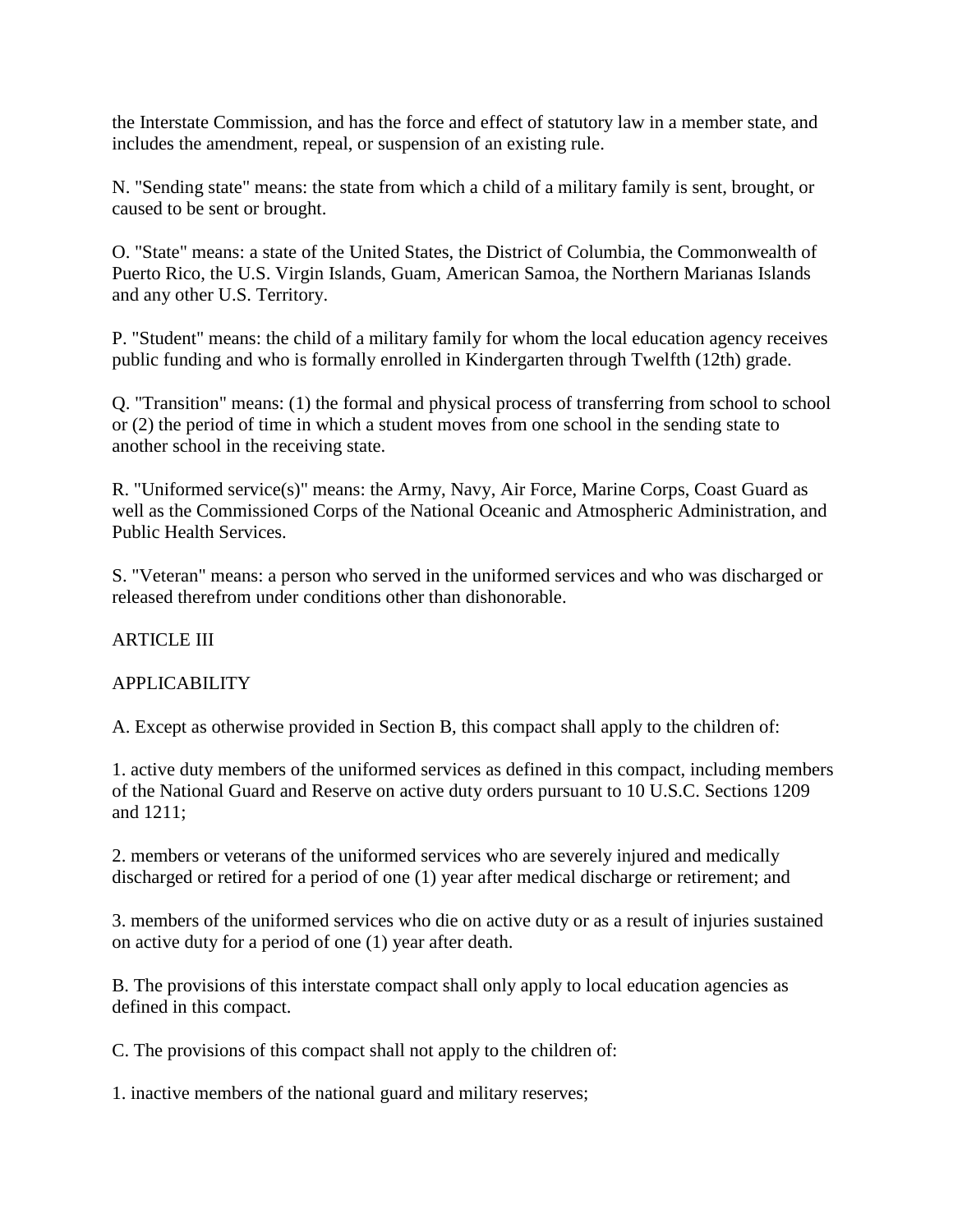the Interstate Commission, and has the force and effect of statutory law in a member state, and includes the amendment, repeal, or suspension of an existing rule.

N. "Sending state" means: the state from which a child of a military family is sent, brought, or caused to be sent or brought.

O. "State" means: a state of the United States, the District of Columbia, the Commonwealth of Puerto Rico, the U.S. Virgin Islands, Guam, American Samoa, the Northern Marianas Islands and any other U.S. Territory.

P. "Student" means: the child of a military family for whom the local education agency receives public funding and who is formally enrolled in Kindergarten through Twelfth (12th) grade.

Q. "Transition" means: (1) the formal and physical process of transferring from school to school or (2) the period of time in which a student moves from one school in the sending state to another school in the receiving state.

R. "Uniformed service(s)" means: the Army, Navy, Air Force, Marine Corps, Coast Guard as well as the Commissioned Corps of the National Oceanic and Atmospheric Administration, and Public Health Services.

S. "Veteran" means: a person who served in the uniformed services and who was discharged or released therefrom under conditions other than dishonorable.

## ARTICLE III

## APPLICABILITY

A. Except as otherwise provided in Section B, this compact shall apply to the children of:

1. active duty members of the uniformed services as defined in this compact, including members of the National Guard and Reserve on active duty orders pursuant to 10 U.S.C. Sections 1209 and 1211;

2. members or veterans of the uniformed services who are severely injured and medically discharged or retired for a period of one (1) year after medical discharge or retirement; and

3. members of the uniformed services who die on active duty or as a result of injuries sustained on active duty for a period of one (1) year after death.

B. The provisions of this interstate compact shall only apply to local education agencies as defined in this compact.

C. The provisions of this compact shall not apply to the children of:

1. inactive members of the national guard and military reserves;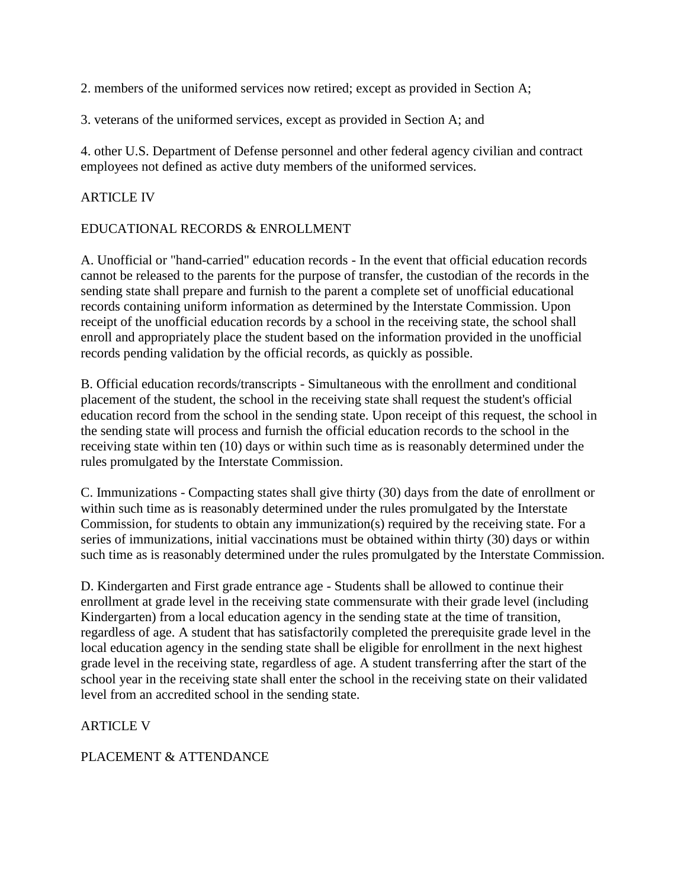2. members of the uniformed services now retired; except as provided in Section A;

3. veterans of the uniformed services, except as provided in Section A; and

4. other U.S. Department of Defense personnel and other federal agency civilian and contract employees not defined as active duty members of the uniformed services.

## ARTICLE IV

## EDUCATIONAL RECORDS & ENROLLMENT

A. Unofficial or "hand-carried" education records - In the event that official education records cannot be released to the parents for the purpose of transfer, the custodian of the records in the sending state shall prepare and furnish to the parent a complete set of unofficial educational records containing uniform information as determined by the Interstate Commission. Upon receipt of the unofficial education records by a school in the receiving state, the school shall enroll and appropriately place the student based on the information provided in the unofficial records pending validation by the official records, as quickly as possible.

B. Official education records/transcripts - Simultaneous with the enrollment and conditional placement of the student, the school in the receiving state shall request the student's official education record from the school in the sending state. Upon receipt of this request, the school in the sending state will process and furnish the official education records to the school in the receiving state within ten (10) days or within such time as is reasonably determined under the rules promulgated by the Interstate Commission.

C. Immunizations - Compacting states shall give thirty (30) days from the date of enrollment or within such time as is reasonably determined under the rules promulgated by the Interstate Commission, for students to obtain any immunization(s) required by the receiving state. For a series of immunizations, initial vaccinations must be obtained within thirty (30) days or within such time as is reasonably determined under the rules promulgated by the Interstate Commission.

D. Kindergarten and First grade entrance age - Students shall be allowed to continue their enrollment at grade level in the receiving state commensurate with their grade level (including Kindergarten) from a local education agency in the sending state at the time of transition, regardless of age. A student that has satisfactorily completed the prerequisite grade level in the local education agency in the sending state shall be eligible for enrollment in the next highest grade level in the receiving state, regardless of age. A student transferring after the start of the school year in the receiving state shall enter the school in the receiving state on their validated level from an accredited school in the sending state.

## ARTICLE V

## PLACEMENT & ATTENDANCE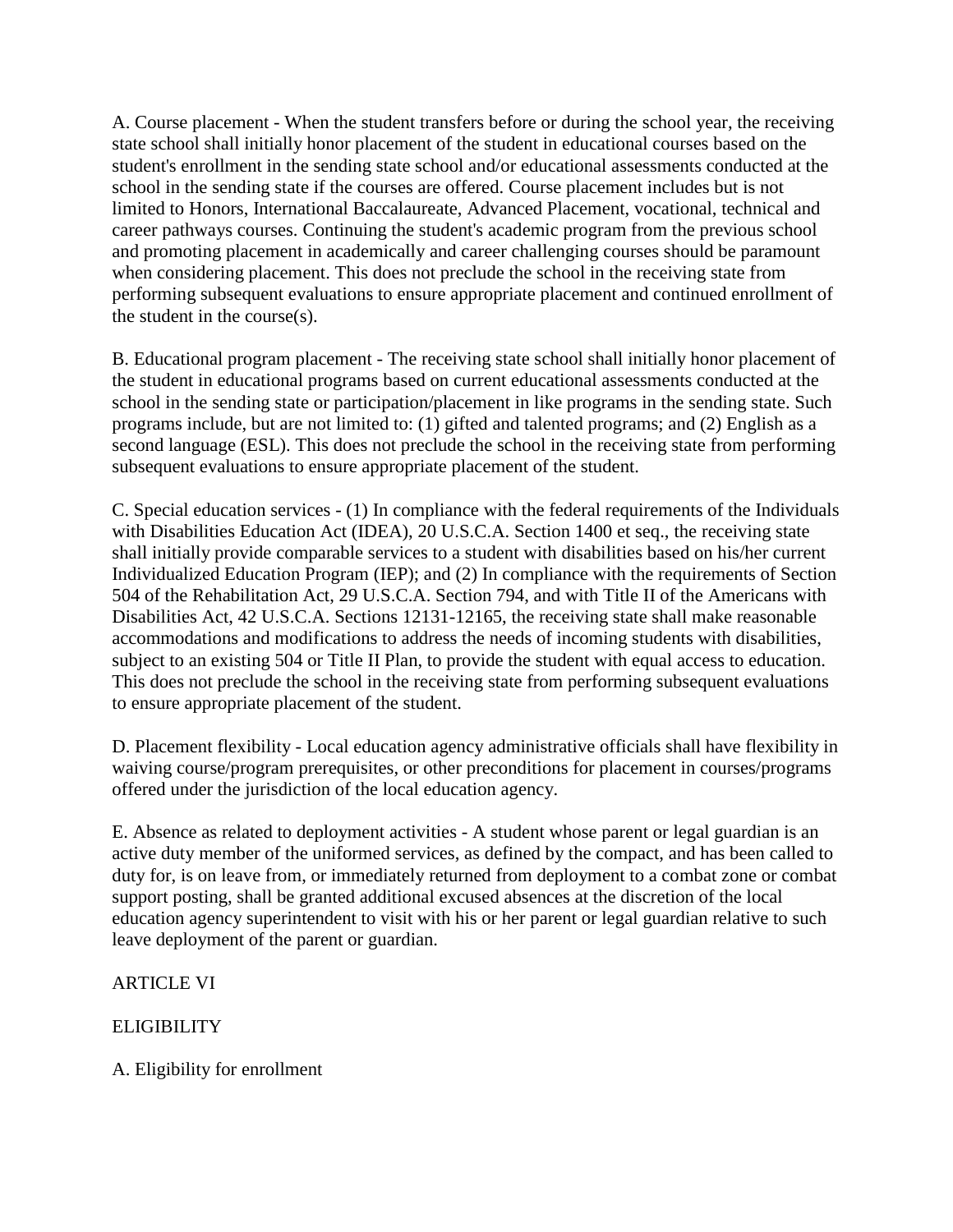A. Course placement - When the student transfers before or during the school year, the receiving state school shall initially honor placement of the student in educational courses based on the student's enrollment in the sending state school and/or educational assessments conducted at the school in the sending state if the courses are offered. Course placement includes but is not limited to Honors, International Baccalaureate, Advanced Placement, vocational, technical and career pathways courses. Continuing the student's academic program from the previous school and promoting placement in academically and career challenging courses should be paramount when considering placement. This does not preclude the school in the receiving state from performing subsequent evaluations to ensure appropriate placement and continued enrollment of the student in the course(s).

B. Educational program placement - The receiving state school shall initially honor placement of the student in educational programs based on current educational assessments conducted at the school in the sending state or participation/placement in like programs in the sending state. Such programs include, but are not limited to: (1) gifted and talented programs; and (2) English as a second language (ESL). This does not preclude the school in the receiving state from performing subsequent evaluations to ensure appropriate placement of the student.

C. Special education services - (1) In compliance with the federal requirements of the Individuals with Disabilities Education Act (IDEA), 20 U.S.C.A. Section 1400 et seq., the receiving state shall initially provide comparable services to a student with disabilities based on his/her current Individualized Education Program (IEP); and (2) In compliance with the requirements of Section 504 of the Rehabilitation Act, 29 U.S.C.A. Section 794, and with Title II of the Americans with Disabilities Act, 42 U.S.C.A. Sections 12131-12165, the receiving state shall make reasonable accommodations and modifications to address the needs of incoming students with disabilities, subject to an existing 504 or Title II Plan, to provide the student with equal access to education. This does not preclude the school in the receiving state from performing subsequent evaluations to ensure appropriate placement of the student.

D. Placement flexibility - Local education agency administrative officials shall have flexibility in waiving course/program prerequisites, or other preconditions for placement in courses/programs offered under the jurisdiction of the local education agency.

E. Absence as related to deployment activities - A student whose parent or legal guardian is an active duty member of the uniformed services, as defined by the compact, and has been called to duty for, is on leave from, or immediately returned from deployment to a combat zone or combat support posting, shall be granted additional excused absences at the discretion of the local education agency superintendent to visit with his or her parent or legal guardian relative to such leave deployment of the parent or guardian.

ARTICLE VI

ELIGIBILITY

A. Eligibility for enrollment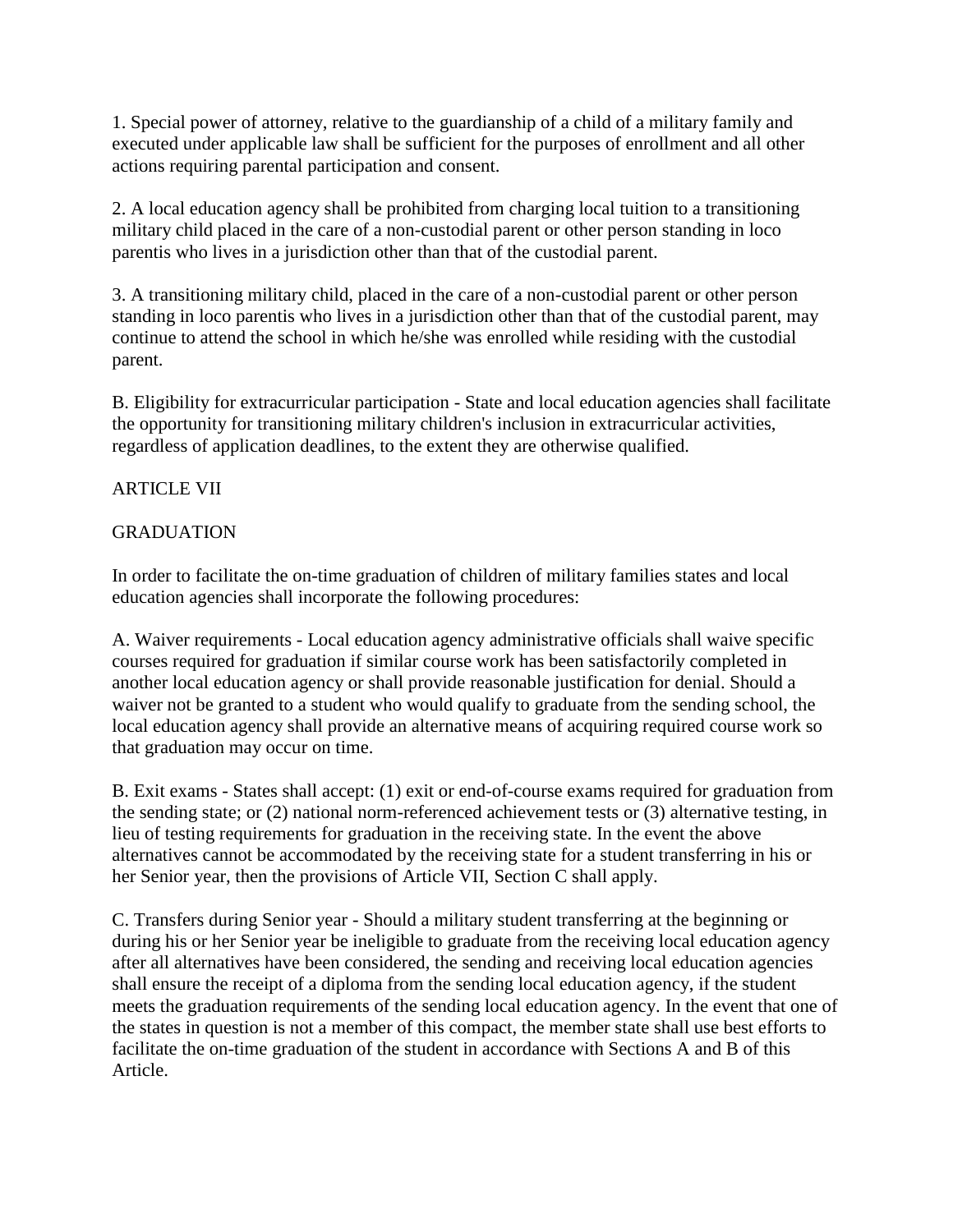1. Special power of attorney, relative to the guardianship of a child of a military family and executed under applicable law shall be sufficient for the purposes of enrollment and all other actions requiring parental participation and consent.

2. A local education agency shall be prohibited from charging local tuition to a transitioning military child placed in the care of a non-custodial parent or other person standing in loco parentis who lives in a jurisdiction other than that of the custodial parent.

3. A transitioning military child, placed in the care of a non-custodial parent or other person standing in loco parentis who lives in a jurisdiction other than that of the custodial parent, may continue to attend the school in which he/she was enrolled while residing with the custodial parent.

B. Eligibility for extracurricular participation - State and local education agencies shall facilitate the opportunity for transitioning military children's inclusion in extracurricular activities, regardless of application deadlines, to the extent they are otherwise qualified.

ARTICLE VII

GRADUATION

In order to facilitate the on-time graduation of children of military families states and local education agencies shall incorporate the following procedures:

A. Waiver requirements - Local education agency administrative officials shall waive specific courses required for graduation if similar course work has been satisfactorily completed in another local education agency or shall provide reasonable justification for denial. Should a waiver not be granted to a student who would qualify to graduate from the sending school, the local education agency shall provide an alternative means of acquiring required course work so that graduation may occur on time.

B. Exit exams - States shall accept: (1) exit or end-of-course exams required for graduation from the sending state; or (2) national norm-referenced achievement tests or (3) alternative testing, in lieu of testing requirements for graduation in the receiving state. In the event the above alternatives cannot be accommodated by the receiving state for a student transferring in his or her Senior year, then the provisions of Article VII, Section C shall apply.

C. Transfers during Senior year - Should a military student transferring at the beginning or during his or her Senior year be ineligible to graduate from the receiving local education agency after all alternatives have been considered, the sending and receiving local education agencies shall ensure the receipt of a diploma from the sending local education agency, if the student meets the graduation requirements of the sending local education agency. In the event that one of the states in question is not a member of this compact, the member state shall use best efforts to facilitate the on-time graduation of the student in accordance with Sections A and B of this Article.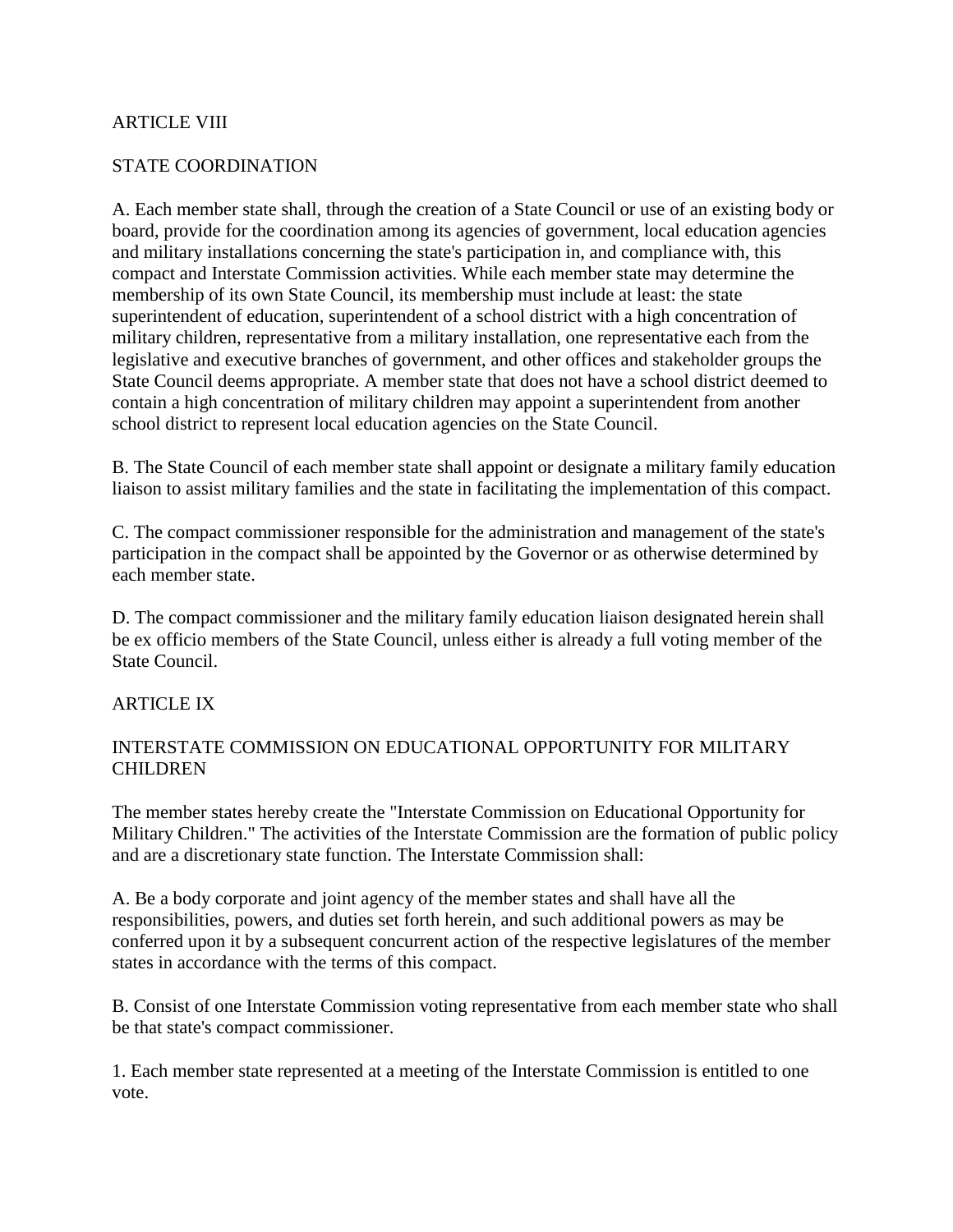## ARTICLE VIII

## STATE COORDINATION

A. Each member state shall, through the creation of a State Council or use of an existing body or board, provide for the coordination among its agencies of government, local education agencies and military installations concerning the state's participation in, and compliance with, this compact and Interstate Commission activities. While each member state may determine the membership of its own State Council, its membership must include at least: the state superintendent of education, superintendent of a school district with a high concentration of military children, representative from a military installation, one representative each from the legislative and executive branches of government, and other offices and stakeholder groups the State Council deems appropriate. A member state that does not have a school district deemed to contain a high concentration of military children may appoint a superintendent from another school district to represent local education agencies on the State Council.

B. The State Council of each member state shall appoint or designate a military family education liaison to assist military families and the state in facilitating the implementation of this compact.

C. The compact commissioner responsible for the administration and management of the state's participation in the compact shall be appointed by the Governor or as otherwise determined by each member state.

D. The compact commissioner and the military family education liaison designated herein shall be ex officio members of the State Council, unless either is already a full voting member of the State Council.

## ARTICLE IX

## INTERSTATE COMMISSION ON EDUCATIONAL OPPORTUNITY FOR MILITARY CHILDREN

The member states hereby create the "Interstate Commission on Educational Opportunity for Military Children." The activities of the Interstate Commission are the formation of public policy and are a discretionary state function. The Interstate Commission shall:

A. Be a body corporate and joint agency of the member states and shall have all the responsibilities, powers, and duties set forth herein, and such additional powers as may be conferred upon it by a subsequent concurrent action of the respective legislatures of the member states in accordance with the terms of this compact.

B. Consist of one Interstate Commission voting representative from each member state who shall be that state's compact commissioner.

1. Each member state represented at a meeting of the Interstate Commission is entitled to one vote.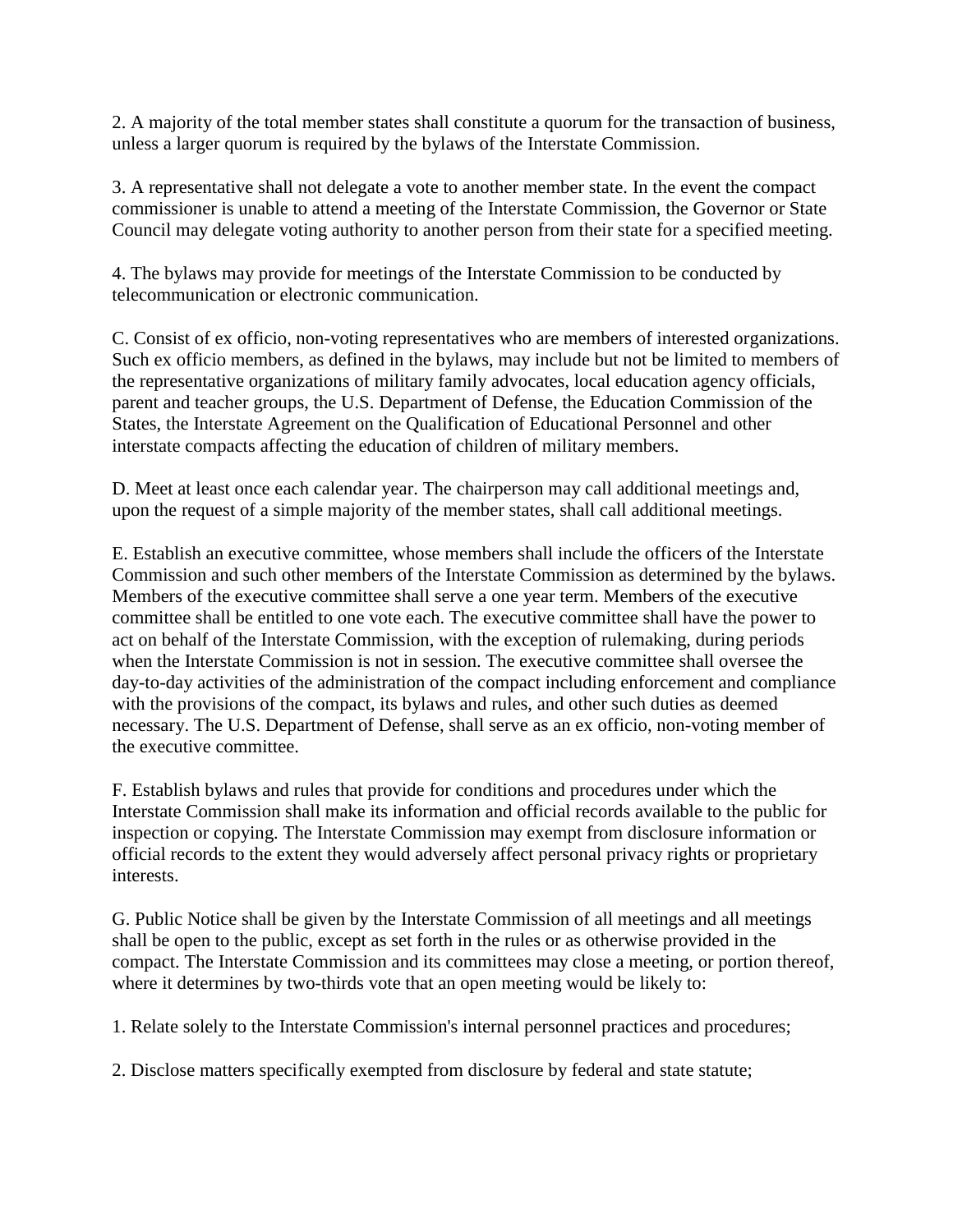2. A majority of the total member states shall constitute a quorum for the transaction of business, unless a larger quorum is required by the bylaws of the Interstate Commission.

3. A representative shall not delegate a vote to another member state. In the event the compact commissioner is unable to attend a meeting of the Interstate Commission, the Governor or State Council may delegate voting authority to another person from their state for a specified meeting.

4. The bylaws may provide for meetings of the Interstate Commission to be conducted by telecommunication or electronic communication.

C. Consist of ex officio, non-voting representatives who are members of interested organizations. Such ex officio members, as defined in the bylaws, may include but not be limited to members of the representative organizations of military family advocates, local education agency officials, parent and teacher groups, the U.S. Department of Defense, the Education Commission of the States, the Interstate Agreement on the Qualification of Educational Personnel and other interstate compacts affecting the education of children of military members.

D. Meet at least once each calendar year. The chairperson may call additional meetings and, upon the request of a simple majority of the member states, shall call additional meetings.

E. Establish an executive committee, whose members shall include the officers of the Interstate Commission and such other members of the Interstate Commission as determined by the bylaws. Members of the executive committee shall serve a one year term. Members of the executive committee shall be entitled to one vote each. The executive committee shall have the power to act on behalf of the Interstate Commission, with the exception of rulemaking, during periods when the Interstate Commission is not in session. The executive committee shall oversee the day-to-day activities of the administration of the compact including enforcement and compliance with the provisions of the compact, its bylaws and rules, and other such duties as deemed necessary. The U.S. Department of Defense, shall serve as an ex officio, non-voting member of the executive committee.

F. Establish bylaws and rules that provide for conditions and procedures under which the Interstate Commission shall make its information and official records available to the public for inspection or copying. The Interstate Commission may exempt from disclosure information or official records to the extent they would adversely affect personal privacy rights or proprietary interests.

G. Public Notice shall be given by the Interstate Commission of all meetings and all meetings shall be open to the public, except as set forth in the rules or as otherwise provided in the compact. The Interstate Commission and its committees may close a meeting, or portion thereof, where it determines by two-thirds vote that an open meeting would be likely to:

1. Relate solely to the Interstate Commission's internal personnel practices and procedures;

2. Disclose matters specifically exempted from disclosure by federal and state statute;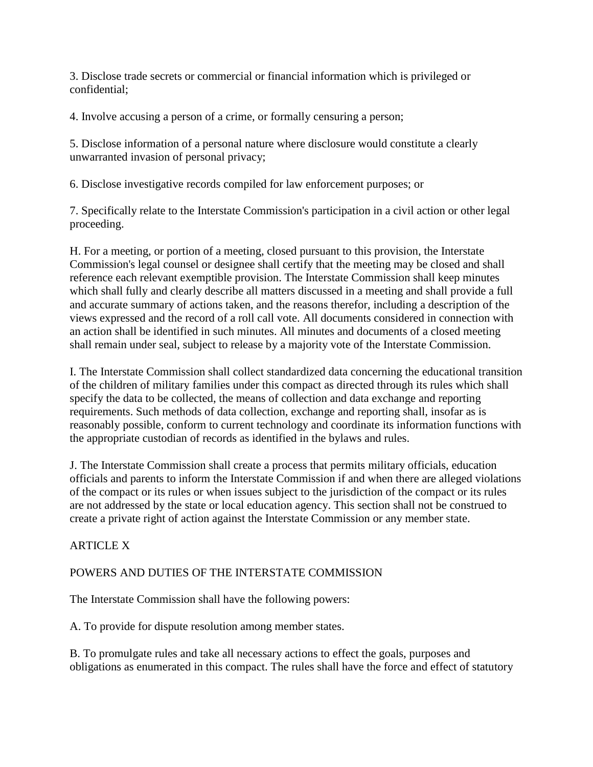3. Disclose trade secrets or commercial or financial information which is privileged or confidential;

4. Involve accusing a person of a crime, or formally censuring a person;

5. Disclose information of a personal nature where disclosure would constitute a clearly unwarranted invasion of personal privacy;

6. Disclose investigative records compiled for law enforcement purposes; or

7. Specifically relate to the Interstate Commission's participation in a civil action or other legal proceeding.

H. For a meeting, or portion of a meeting, closed pursuant to this provision, the Interstate Commission's legal counsel or designee shall certify that the meeting may be closed and shall reference each relevant exemptible provision. The Interstate Commission shall keep minutes which shall fully and clearly describe all matters discussed in a meeting and shall provide a full and accurate summary of actions taken, and the reasons therefor, including a description of the views expressed and the record of a roll call vote. All documents considered in connection with an action shall be identified in such minutes. All minutes and documents of a closed meeting shall remain under seal, subject to release by a majority vote of the Interstate Commission.

I. The Interstate Commission shall collect standardized data concerning the educational transition of the children of military families under this compact as directed through its rules which shall specify the data to be collected, the means of collection and data exchange and reporting requirements. Such methods of data collection, exchange and reporting shall, insofar as is reasonably possible, conform to current technology and coordinate its information functions with the appropriate custodian of records as identified in the bylaws and rules.

J. The Interstate Commission shall create a process that permits military officials, education officials and parents to inform the Interstate Commission if and when there are alleged violations of the compact or its rules or when issues subject to the jurisdiction of the compact or its rules are not addressed by the state or local education agency. This section shall not be construed to create a private right of action against the Interstate Commission or any member state.

ARTICLE X

POWERS AND DUTIES OF THE INTERSTATE COMMISSION

The Interstate Commission shall have the following powers:

A. To provide for dispute resolution among member states.

B. To promulgate rules and take all necessary actions to effect the goals, purposes and obligations as enumerated in this compact. The rules shall have the force and effect of statutory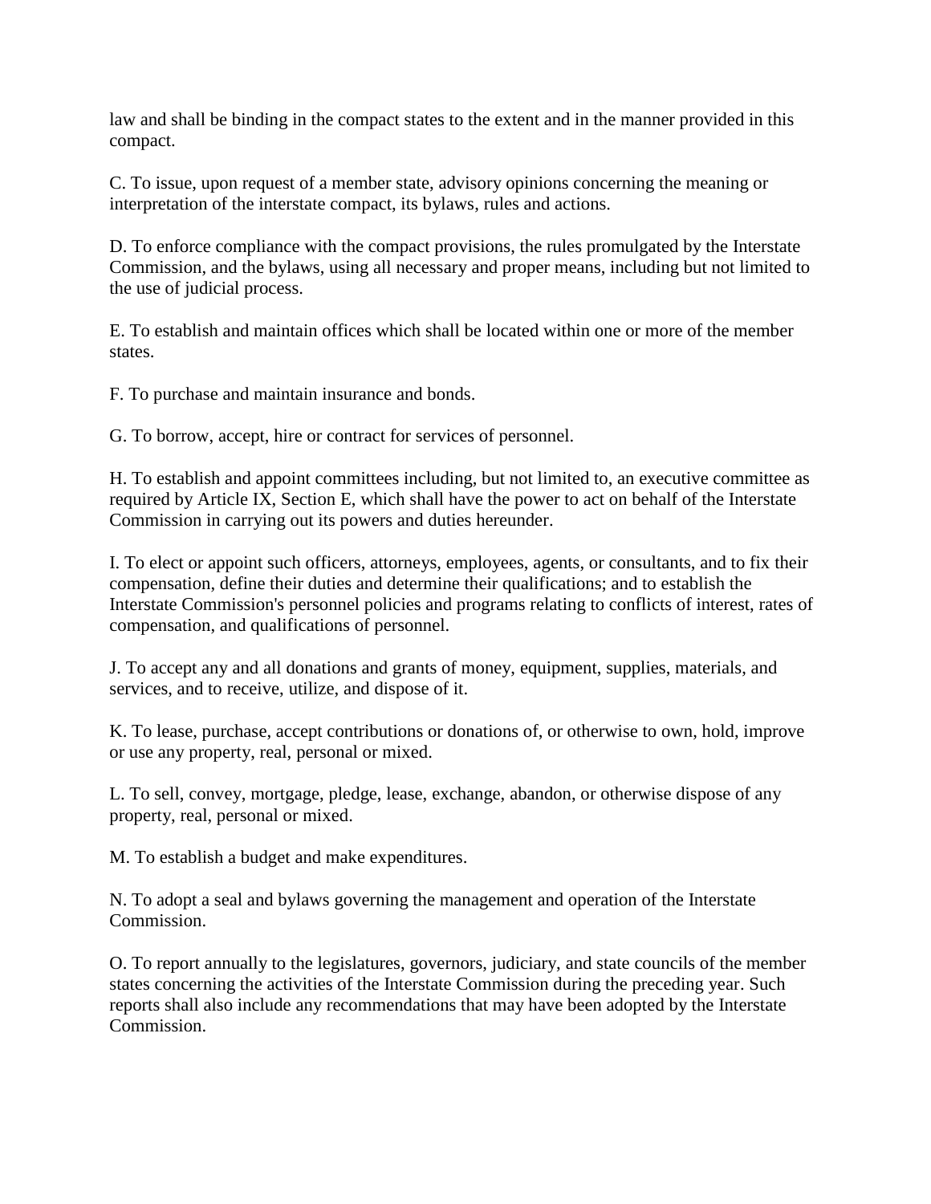law and shall be binding in the compact states to the extent and in the manner provided in this compact.

C. To issue, upon request of a member state, advisory opinions concerning the meaning or interpretation of the interstate compact, its bylaws, rules and actions.

D. To enforce compliance with the compact provisions, the rules promulgated by the Interstate Commission, and the bylaws, using all necessary and proper means, including but not limited to the use of judicial process.

E. To establish and maintain offices which shall be located within one or more of the member states.

F. To purchase and maintain insurance and bonds.

G. To borrow, accept, hire or contract for services of personnel.

H. To establish and appoint committees including, but not limited to, an executive committee as required by Article IX, Section E, which shall have the power to act on behalf of the Interstate Commission in carrying out its powers and duties hereunder.

I. To elect or appoint such officers, attorneys, employees, agents, or consultants, and to fix their compensation, define their duties and determine their qualifications; and to establish the Interstate Commission's personnel policies and programs relating to conflicts of interest, rates of compensation, and qualifications of personnel.

J. To accept any and all donations and grants of money, equipment, supplies, materials, and services, and to receive, utilize, and dispose of it.

K. To lease, purchase, accept contributions or donations of, or otherwise to own, hold, improve or use any property, real, personal or mixed.

L. To sell, convey, mortgage, pledge, lease, exchange, abandon, or otherwise dispose of any property, real, personal or mixed.

M. To establish a budget and make expenditures.

N. To adopt a seal and bylaws governing the management and operation of the Interstate Commission.

O. To report annually to the legislatures, governors, judiciary, and state councils of the member states concerning the activities of the Interstate Commission during the preceding year. Such reports shall also include any recommendations that may have been adopted by the Interstate Commission.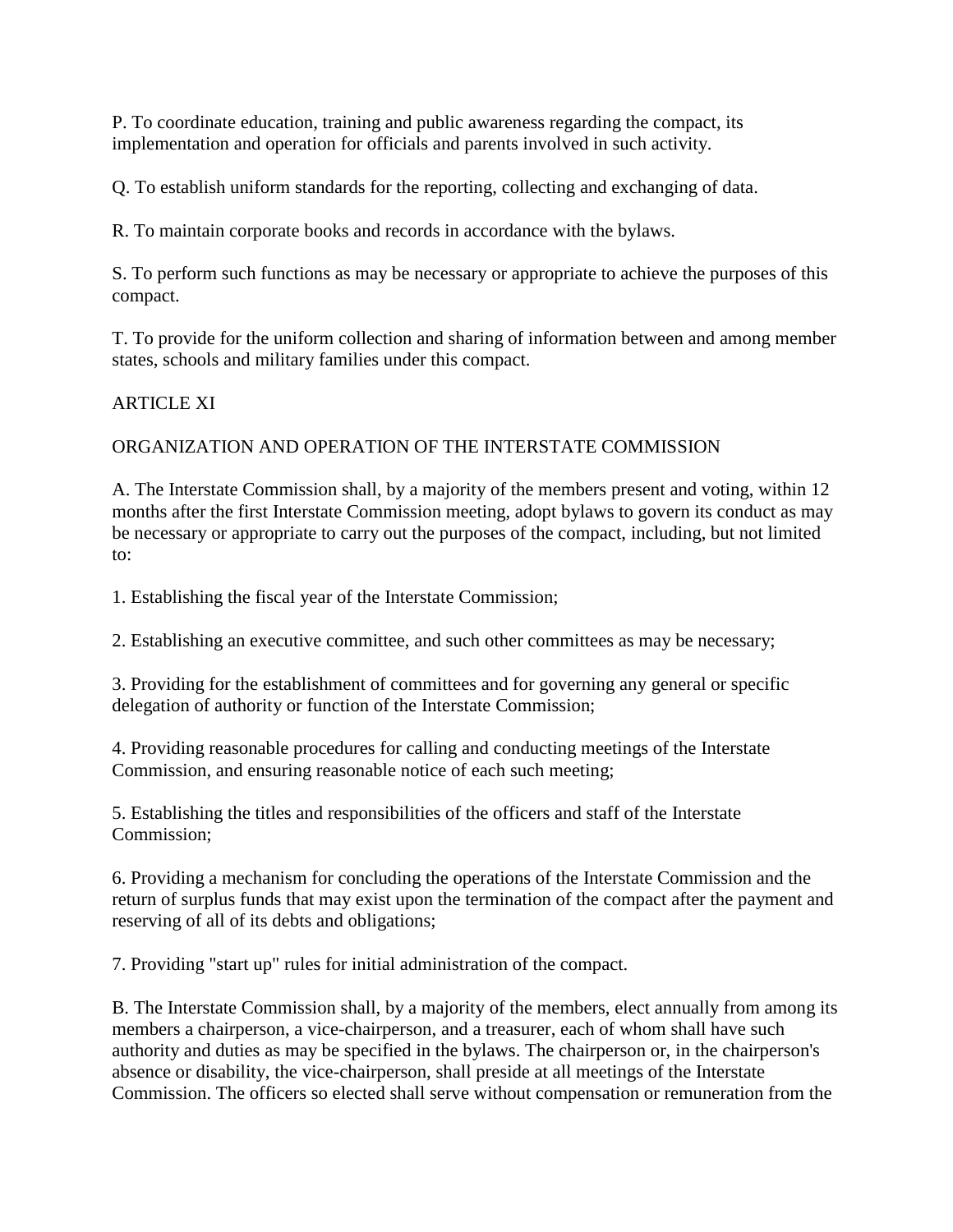P. To coordinate education, training and public awareness regarding the compact, its implementation and operation for officials and parents involved in such activity.

Q. To establish uniform standards for the reporting, collecting and exchanging of data.

R. To maintain corporate books and records in accordance with the bylaws.

S. To perform such functions as may be necessary or appropriate to achieve the purposes of this compact.

T. To provide for the uniform collection and sharing of information between and among member states, schools and military families under this compact.

## ARTICLE XI

## ORGANIZATION AND OPERATION OF THE INTERSTATE COMMISSION

A. The Interstate Commission shall, by a majority of the members present and voting, within 12 months after the first Interstate Commission meeting, adopt bylaws to govern its conduct as may be necessary or appropriate to carry out the purposes of the compact, including, but not limited to:

1. Establishing the fiscal year of the Interstate Commission;

2. Establishing an executive committee, and such other committees as may be necessary;

3. Providing for the establishment of committees and for governing any general or specific delegation of authority or function of the Interstate Commission;

4. Providing reasonable procedures for calling and conducting meetings of the Interstate Commission, and ensuring reasonable notice of each such meeting;

5. Establishing the titles and responsibilities of the officers and staff of the Interstate Commission;

6. Providing a mechanism for concluding the operations of the Interstate Commission and the return of surplus funds that may exist upon the termination of the compact after the payment and reserving of all of its debts and obligations;

7. Providing "start up" rules for initial administration of the compact.

B. The Interstate Commission shall, by a majority of the members, elect annually from among its members a chairperson, a vice-chairperson, and a treasurer, each of whom shall have such authority and duties as may be specified in the bylaws. The chairperson or, in the chairperson's absence or disability, the vice-chairperson, shall preside at all meetings of the Interstate Commission. The officers so elected shall serve without compensation or remuneration from the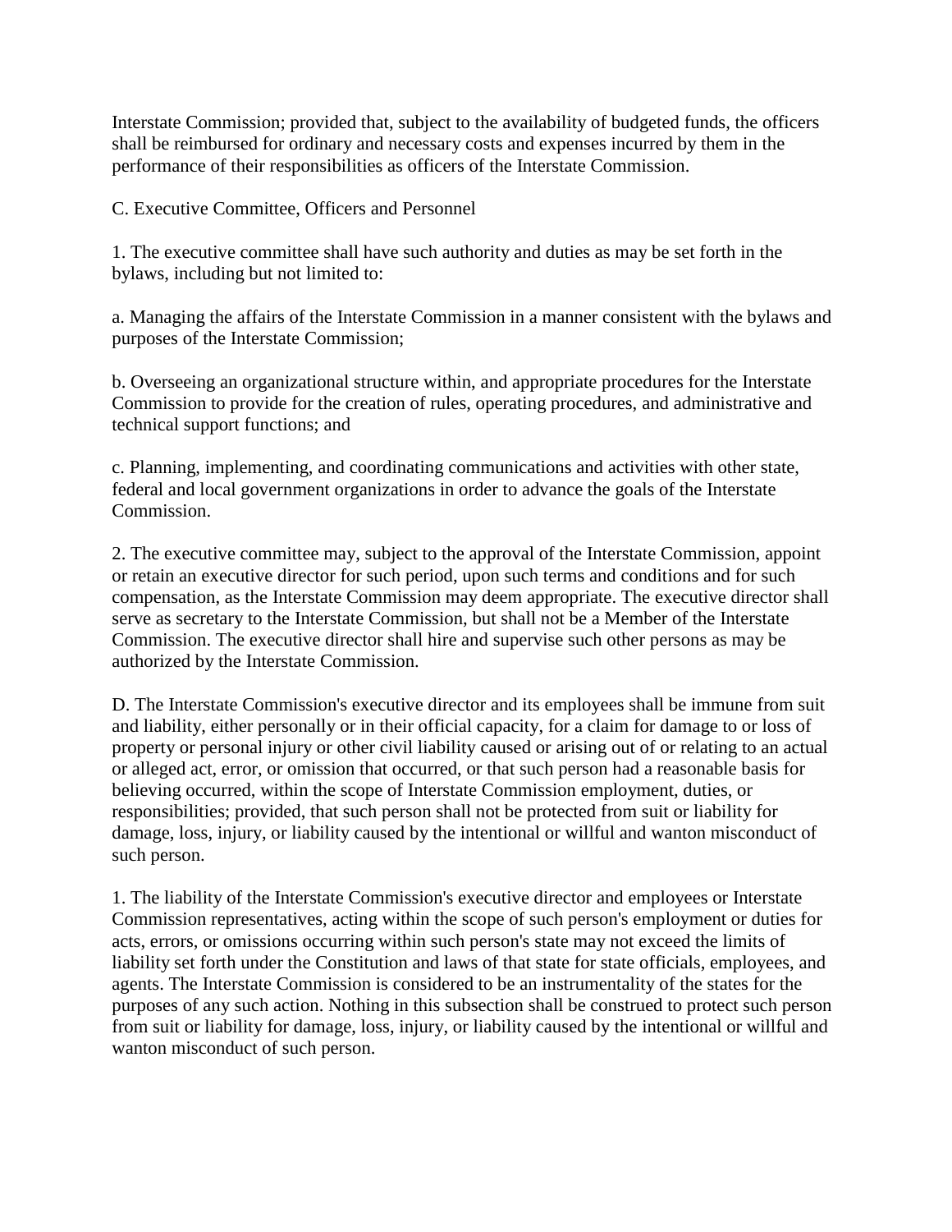Interstate Commission; provided that, subject to the availability of budgeted funds, the officers shall be reimbursed for ordinary and necessary costs and expenses incurred by them in the performance of their responsibilities as officers of the Interstate Commission.

C. Executive Committee, Officers and Personnel

1. The executive committee shall have such authority and duties as may be set forth in the bylaws, including but not limited to:

a. Managing the affairs of the Interstate Commission in a manner consistent with the bylaws and purposes of the Interstate Commission;

b. Overseeing an organizational structure within, and appropriate procedures for the Interstate Commission to provide for the creation of rules, operating procedures, and administrative and technical support functions; and

c. Planning, implementing, and coordinating communications and activities with other state, federal and local government organizations in order to advance the goals of the Interstate Commission.

2. The executive committee may, subject to the approval of the Interstate Commission, appoint or retain an executive director for such period, upon such terms and conditions and for such compensation, as the Interstate Commission may deem appropriate. The executive director shall serve as secretary to the Interstate Commission, but shall not be a Member of the Interstate Commission. The executive director shall hire and supervise such other persons as may be authorized by the Interstate Commission.

D. The Interstate Commission's executive director and its employees shall be immune from suit and liability, either personally or in their official capacity, for a claim for damage to or loss of property or personal injury or other civil liability caused or arising out of or relating to an actual or alleged act, error, or omission that occurred, or that such person had a reasonable basis for believing occurred, within the scope of Interstate Commission employment, duties, or responsibilities; provided, that such person shall not be protected from suit or liability for damage, loss, injury, or liability caused by the intentional or willful and wanton misconduct of such person.

1. The liability of the Interstate Commission's executive director and employees or Interstate Commission representatives, acting within the scope of such person's employment or duties for acts, errors, or omissions occurring within such person's state may not exceed the limits of liability set forth under the Constitution and laws of that state for state officials, employees, and agents. The Interstate Commission is considered to be an instrumentality of the states for the purposes of any such action. Nothing in this subsection shall be construed to protect such person from suit or liability for damage, loss, injury, or liability caused by the intentional or willful and wanton misconduct of such person.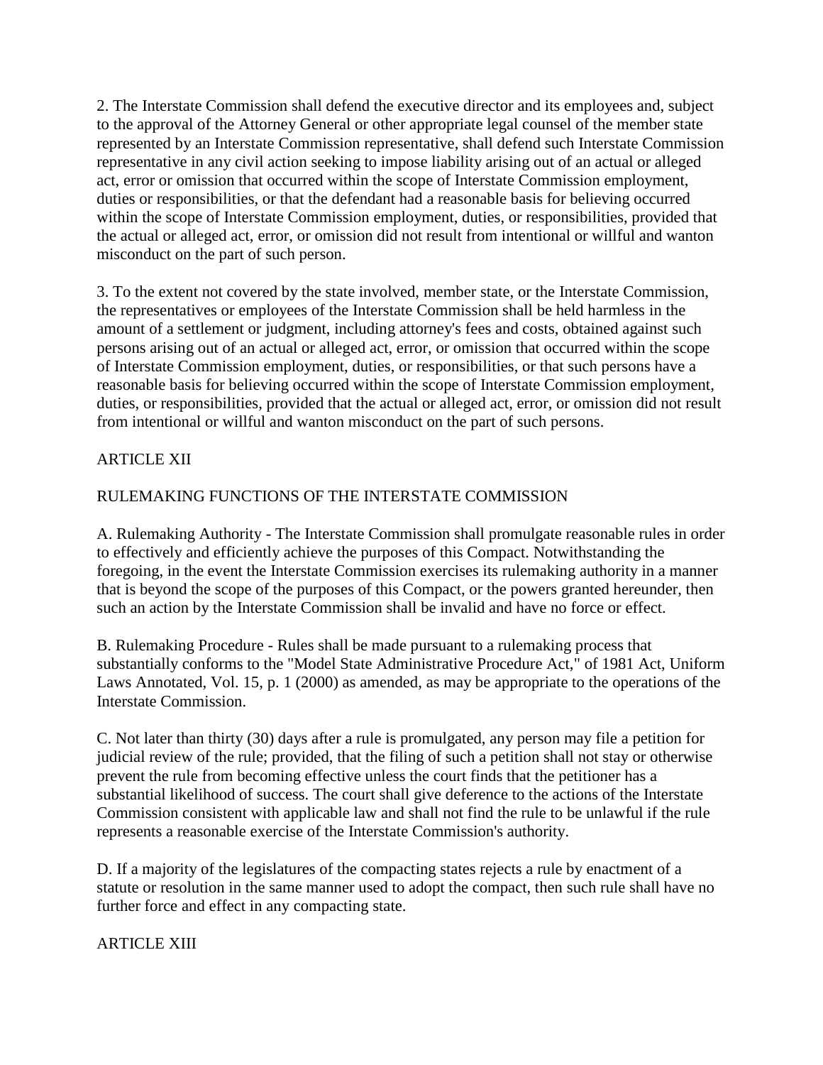2. The Interstate Commission shall defend the executive director and its employees and, subject to the approval of the Attorney General or other appropriate legal counsel of the member state represented by an Interstate Commission representative, shall defend such Interstate Commission representative in any civil action seeking to impose liability arising out of an actual or alleged act, error or omission that occurred within the scope of Interstate Commission employment, duties or responsibilities, or that the defendant had a reasonable basis for believing occurred within the scope of Interstate Commission employment, duties, or responsibilities, provided that the actual or alleged act, error, or omission did not result from intentional or willful and wanton misconduct on the part of such person.

3. To the extent not covered by the state involved, member state, or the Interstate Commission, the representatives or employees of the Interstate Commission shall be held harmless in the amount of a settlement or judgment, including attorney's fees and costs, obtained against such persons arising out of an actual or alleged act, error, or omission that occurred within the scope of Interstate Commission employment, duties, or responsibilities, or that such persons have a reasonable basis for believing occurred within the scope of Interstate Commission employment, duties, or responsibilities, provided that the actual or alleged act, error, or omission did not result from intentional or willful and wanton misconduct on the part of such persons.

## ARTICLE XII

## RULEMAKING FUNCTIONS OF THE INTERSTATE COMMISSION

A. Rulemaking Authority - The Interstate Commission shall promulgate reasonable rules in order to effectively and efficiently achieve the purposes of this Compact. Notwithstanding the foregoing, in the event the Interstate Commission exercises its rulemaking authority in a manner that is beyond the scope of the purposes of this Compact, or the powers granted hereunder, then such an action by the Interstate Commission shall be invalid and have no force or effect.

B. Rulemaking Procedure - Rules shall be made pursuant to a rulemaking process that substantially conforms to the "Model State Administrative Procedure Act," of 1981 Act, Uniform Laws Annotated, Vol. 15, p. 1 (2000) as amended, as may be appropriate to the operations of the Interstate Commission.

C. Not later than thirty (30) days after a rule is promulgated, any person may file a petition for judicial review of the rule; provided, that the filing of such a petition shall not stay or otherwise prevent the rule from becoming effective unless the court finds that the petitioner has a substantial likelihood of success. The court shall give deference to the actions of the Interstate Commission consistent with applicable law and shall not find the rule to be unlawful if the rule represents a reasonable exercise of the Interstate Commission's authority.

D. If a majority of the legislatures of the compacting states rejects a rule by enactment of a statute or resolution in the same manner used to adopt the compact, then such rule shall have no further force and effect in any compacting state.

## ARTICLE XIII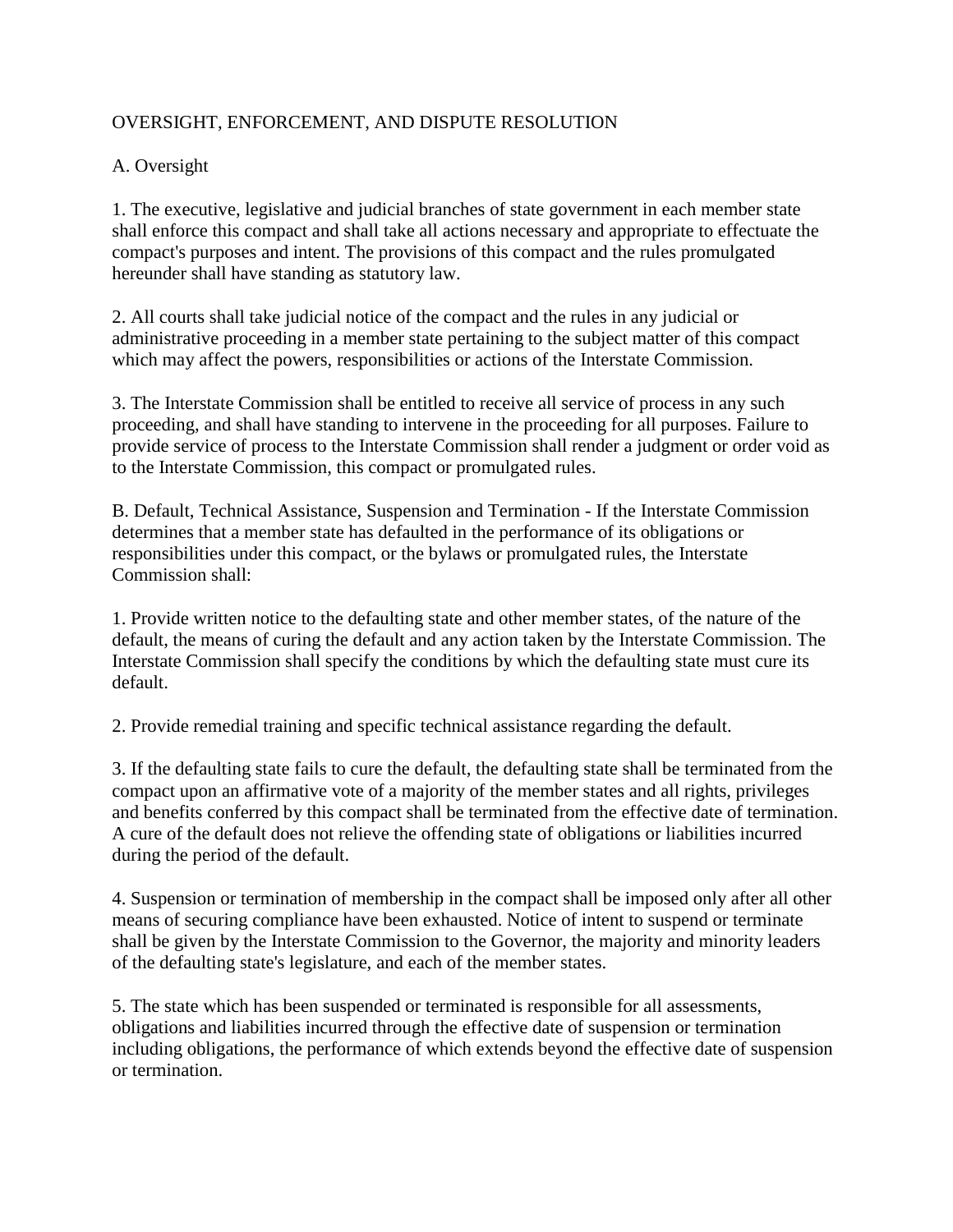## OVERSIGHT, ENFORCEMENT, AND DISPUTE RESOLUTION

### A. Oversight

1. The executive, legislative and judicial branches of state government in each member state shall enforce this compact and shall take all actions necessary and appropriate to effectuate the compact's purposes and intent. The provisions of this compact and the rules promulgated hereunder shall have standing as statutory law.

2. All courts shall take judicial notice of the compact and the rules in any judicial or administrative proceeding in a member state pertaining to the subject matter of this compact which may affect the powers, responsibilities or actions of the Interstate Commission.

3. The Interstate Commission shall be entitled to receive all service of process in any such proceeding, and shall have standing to intervene in the proceeding for all purposes. Failure to provide service of process to the Interstate Commission shall render a judgment or order void as to the Interstate Commission, this compact or promulgated rules.

B. Default, Technical Assistance, Suspension and Termination - If the Interstate Commission determines that a member state has defaulted in the performance of its obligations or responsibilities under this compact, or the bylaws or promulgated rules, the Interstate Commission shall:

1. Provide written notice to the defaulting state and other member states, of the nature of the default, the means of curing the default and any action taken by the Interstate Commission. The Interstate Commission shall specify the conditions by which the defaulting state must cure its default.

2. Provide remedial training and specific technical assistance regarding the default.

3. If the defaulting state fails to cure the default, the defaulting state shall be terminated from the compact upon an affirmative vote of a majority of the member states and all rights, privileges and benefits conferred by this compact shall be terminated from the effective date of termination. A cure of the default does not relieve the offending state of obligations or liabilities incurred during the period of the default.

4. Suspension or termination of membership in the compact shall be imposed only after all other means of securing compliance have been exhausted. Notice of intent to suspend or terminate shall be given by the Interstate Commission to the Governor, the majority and minority leaders of the defaulting state's legislature, and each of the member states.

5. The state which has been suspended or terminated is responsible for all assessments, obligations and liabilities incurred through the effective date of suspension or termination including obligations, the performance of which extends beyond the effective date of suspension or termination.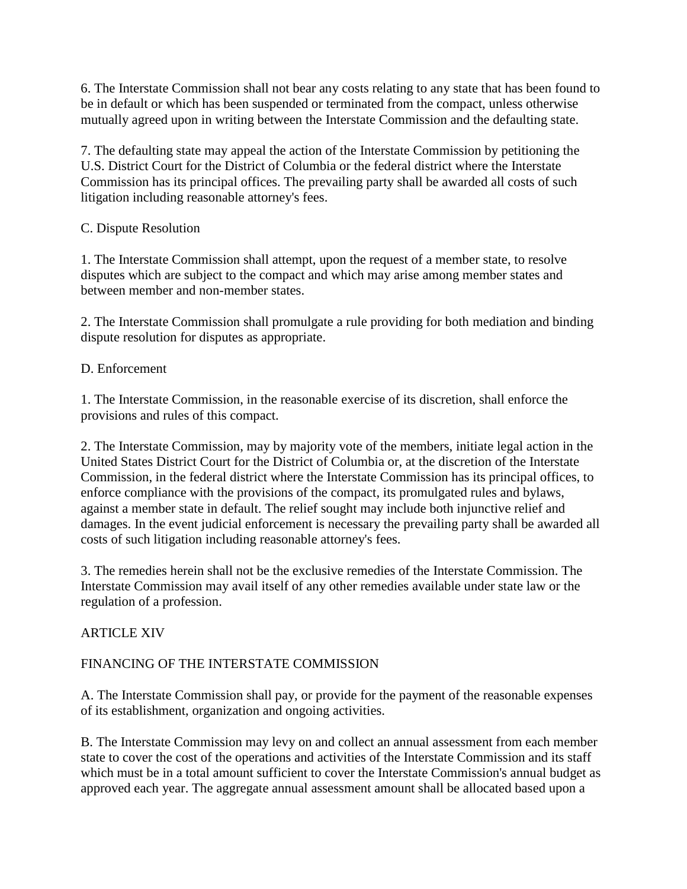6. The Interstate Commission shall not bear any costs relating to any state that has been found to be in default or which has been suspended or terminated from the compact, unless otherwise mutually agreed upon in writing between the Interstate Commission and the defaulting state.

7. The defaulting state may appeal the action of the Interstate Commission by petitioning the U.S. District Court for the District of Columbia or the federal district where the Interstate Commission has its principal offices. The prevailing party shall be awarded all costs of such litigation including reasonable attorney's fees.

C. Dispute Resolution

1. The Interstate Commission shall attempt, upon the request of a member state, to resolve disputes which are subject to the compact and which may arise among member states and between member and non-member states.

2. The Interstate Commission shall promulgate a rule providing for both mediation and binding dispute resolution for disputes as appropriate.

D. Enforcement

1. The Interstate Commission, in the reasonable exercise of its discretion, shall enforce the provisions and rules of this compact.

2. The Interstate Commission, may by majority vote of the members, initiate legal action in the United States District Court for the District of Columbia or, at the discretion of the Interstate Commission, in the federal district where the Interstate Commission has its principal offices, to enforce compliance with the provisions of the compact, its promulgated rules and bylaws, against a member state in default. The relief sought may include both injunctive relief and damages. In the event judicial enforcement is necessary the prevailing party shall be awarded all costs of such litigation including reasonable attorney's fees.

3. The remedies herein shall not be the exclusive remedies of the Interstate Commission. The Interstate Commission may avail itself of any other remedies available under state law or the regulation of a profession.

## ARTICLE XIV

## FINANCING OF THE INTERSTATE COMMISSION

A. The Interstate Commission shall pay, or provide for the payment of the reasonable expenses of its establishment, organization and ongoing activities.

B. The Interstate Commission may levy on and collect an annual assessment from each member state to cover the cost of the operations and activities of the Interstate Commission and its staff which must be in a total amount sufficient to cover the Interstate Commission's annual budget as approved each year. The aggregate annual assessment amount shall be allocated based upon a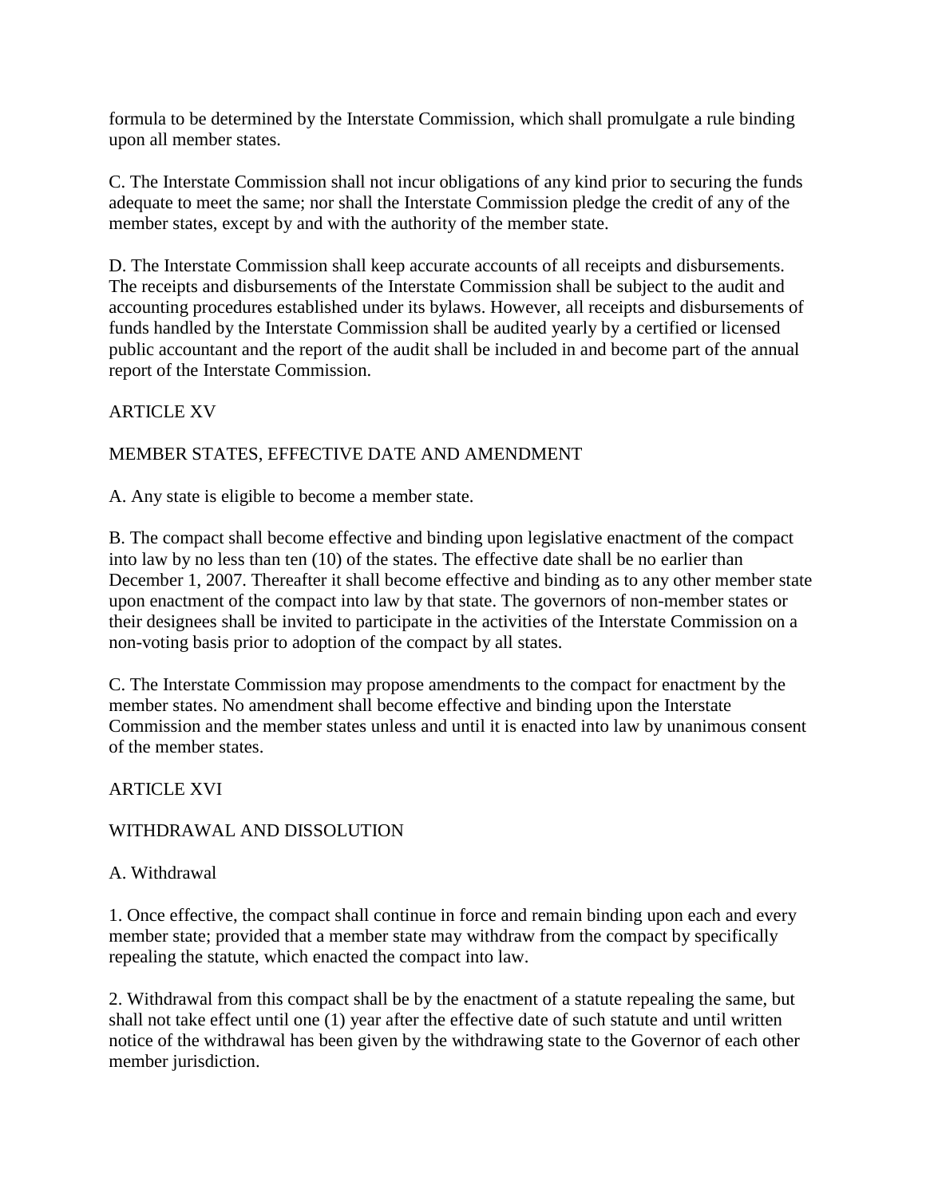formula to be determined by the Interstate Commission, which shall promulgate a rule binding upon all member states.

C. The Interstate Commission shall not incur obligations of any kind prior to securing the funds adequate to meet the same; nor shall the Interstate Commission pledge the credit of any of the member states, except by and with the authority of the member state.

D. The Interstate Commission shall keep accurate accounts of all receipts and disbursements. The receipts and disbursements of the Interstate Commission shall be subject to the audit and accounting procedures established under its bylaws. However, all receipts and disbursements of funds handled by the Interstate Commission shall be audited yearly by a certified or licensed public accountant and the report of the audit shall be included in and become part of the annual report of the Interstate Commission.

## ARTICLE XV

## MEMBER STATES, EFFECTIVE DATE AND AMENDMENT

A. Any state is eligible to become a member state.

B. The compact shall become effective and binding upon legislative enactment of the compact into law by no less than ten (10) of the states. The effective date shall be no earlier than December 1, 2007. Thereafter it shall become effective and binding as to any other member state upon enactment of the compact into law by that state. The governors of non-member states or their designees shall be invited to participate in the activities of the Interstate Commission on a non-voting basis prior to adoption of the compact by all states.

C. The Interstate Commission may propose amendments to the compact for enactment by the member states. No amendment shall become effective and binding upon the Interstate Commission and the member states unless and until it is enacted into law by unanimous consent of the member states.

## ARTICLE XVI

## WITHDRAWAL AND DISSOLUTION

A. Withdrawal

1. Once effective, the compact shall continue in force and remain binding upon each and every member state; provided that a member state may withdraw from the compact by specifically repealing the statute, which enacted the compact into law.

2. Withdrawal from this compact shall be by the enactment of a statute repealing the same, but shall not take effect until one (1) year after the effective date of such statute and until written notice of the withdrawal has been given by the withdrawing state to the Governor of each other member jurisdiction.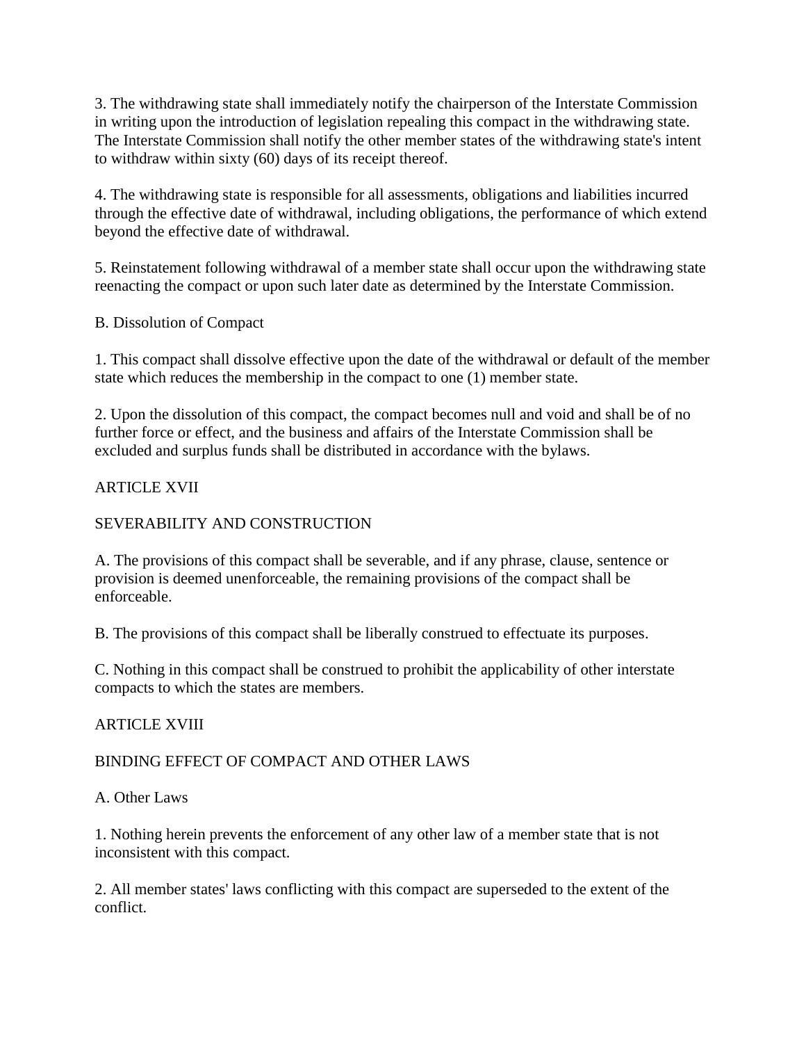3. The withdrawing state shall immediately notify the chairperson of the Interstate Commission in writing upon the introduction of legislation repealing this compact in the withdrawing state. The Interstate Commission shall notify the other member states of the withdrawing state's intent to withdraw within sixty (60) days of its receipt thereof.

4. The withdrawing state is responsible for all assessments, obligations and liabilities incurred through the effective date of withdrawal, including obligations, the performance of which extend beyond the effective date of withdrawal.

5. Reinstatement following withdrawal of a member state shall occur upon the withdrawing state reenacting the compact or upon such later date as determined by the Interstate Commission.

B. Dissolution of Compact

1. This compact shall dissolve effective upon the date of the withdrawal or default of the member state which reduces the membership in the compact to one (1) member state.

2. Upon the dissolution of this compact, the compact becomes null and void and shall be of no further force or effect, and the business and affairs of the Interstate Commission shall be excluded and surplus funds shall be distributed in accordance with the bylaws.

## ARTICLE XVII

## SEVERABILITY AND CONSTRUCTION

A. The provisions of this compact shall be severable, and if any phrase, clause, sentence or provision is deemed unenforceable, the remaining provisions of the compact shall be enforceable.

B. The provisions of this compact shall be liberally construed to effectuate its purposes.

C. Nothing in this compact shall be construed to prohibit the applicability of other interstate compacts to which the states are members.

## ARTICLE XVIII

## BINDING EFFECT OF COMPACT AND OTHER LAWS

A. Other Laws

1. Nothing herein prevents the enforcement of any other law of a member state that is not inconsistent with this compact.

2. All member states' laws conflicting with this compact are superseded to the extent of the conflict.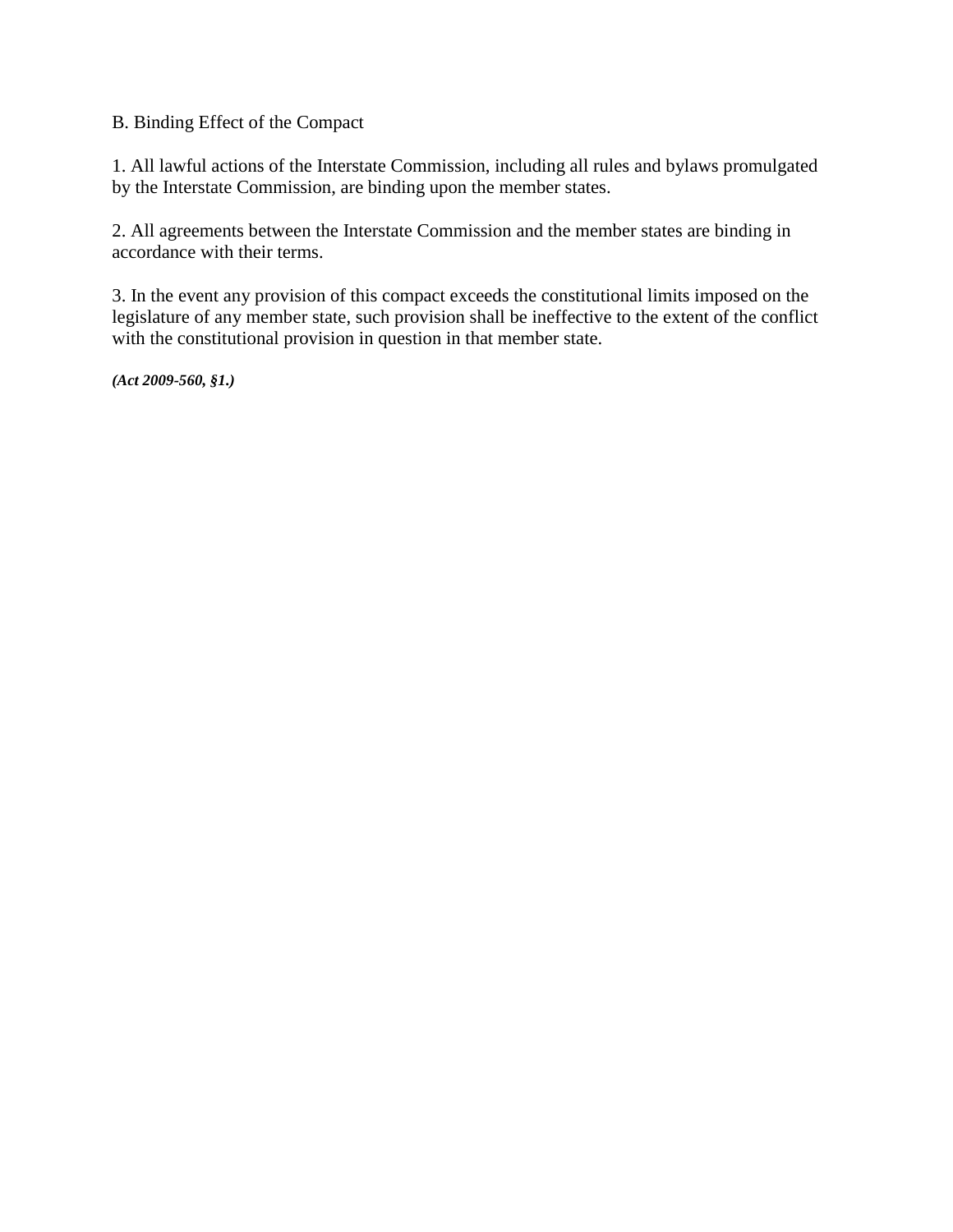B. Binding Effect of the Compact

1. All lawful actions of the Interstate Commission, including all rules and bylaws promulgated by the Interstate Commission, are binding upon the member states.

2. All agreements between the Interstate Commission and the member states are binding in accordance with their terms.

3. In the event any provision of this compact exceeds the constitutional limits imposed on the legislature of any member state, such provision shall be ineffective to the extent of the conflict with the constitutional provision in question in that member state.

***(Act 2009-560, §1.)***